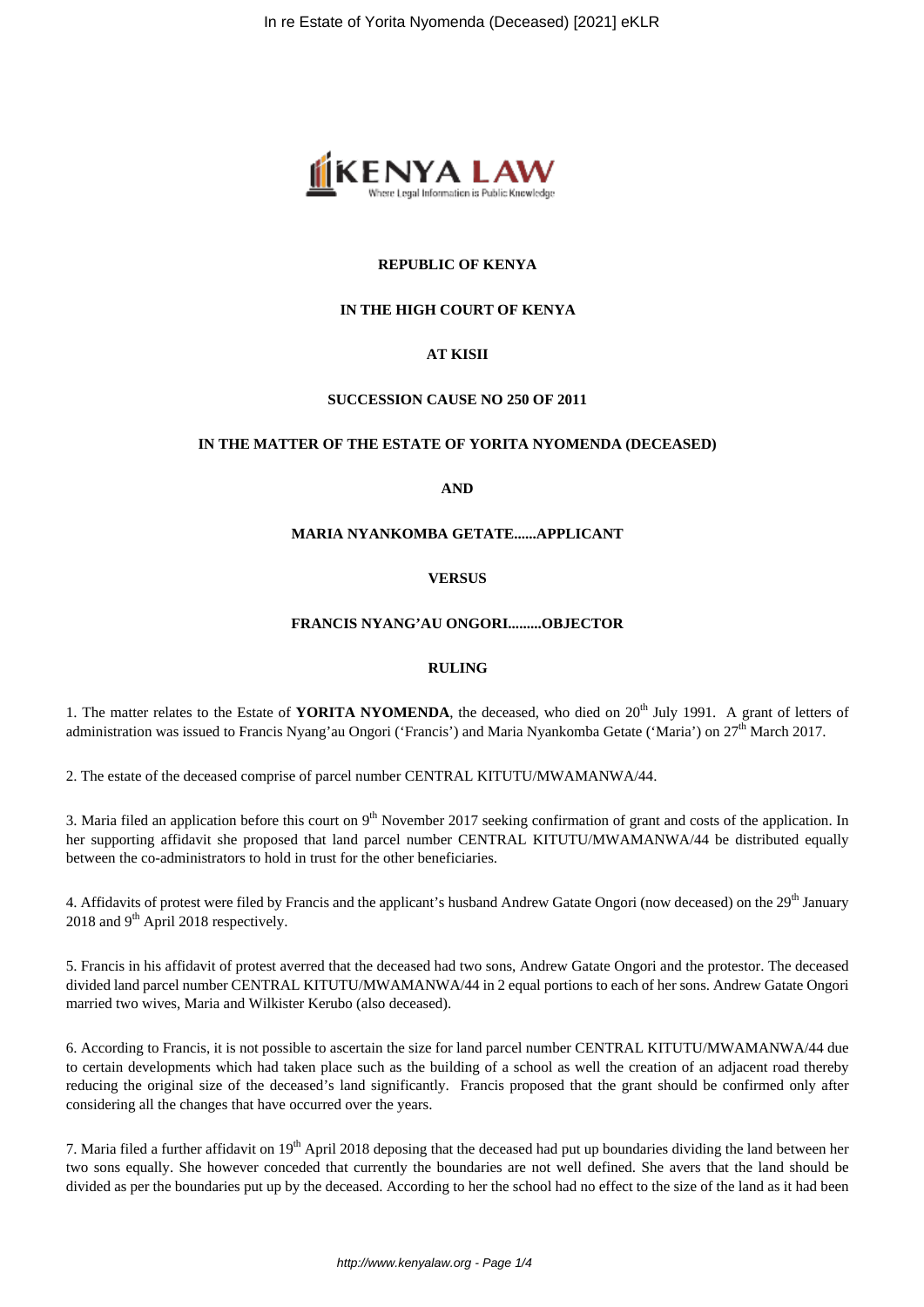**REPUBLIC OF KENYA**

**IN THE HIGH COURT OF KENYA**

**AT KISII**

**SUCCESSION CAUSE NO 250 OF 2011**

**IN THE MATTER OF THE ESTATE OF YORITA NYOMENDA (DECEASED)**

**AND**

**MARIA NYANKOMBA GETATE......APPLICANT**

**VERSUS**

**FRANCIS NYANG'AU ONGORI.........OBJECTOR**

**RULING**

1. The matter relates to the Estate of **YORITA NYOMENDA**, the deceased, who died on 20th July 1991. A grant of letters of administration was issued to Francis Nyang'au Ongori ('Francis') and Maria Nyankomba Getate ('Maria') on 27th March 2017.

2. The estate of the deceased comprise of parcel number CENTRAL KITUTU/MWAMANWA/44.

3. Maria filed an application before this court on 9th November 2017 seeking confirmation of grant and costs of the application. In her supporting affidavit she proposed that land parcel number CENTRAL KITUTU/MWAMANWA/44 be distributed equally between the co-administrators to hold in trust for the other beneficiaries.

4. Affidavits of protest were filed by Francis and the applicant's husband Andrew Gatate Ongori (now deceased) on the 29th January 2018 and 9th April 2018 respectively.

5. Francis in his affidavit of protest averred that the deceased had two sons, Andrew Gatate Ongori and the protestor. The deceased divided land parcel number CENTRAL KITUTU/MWAMANWA/44 in 2 equal portions to each of her sons. Andrew Gatate Ongori married two wives, Maria and Wilkister Kerubo (also deceased).

6. According to Francis, it is not possible to ascertain the size for land parcel number CENTRAL KITUTU/MWAMANWA/44 due to certain developments which had taken place such as the building of a school as well the creation of an adjacent road thereby reducing the original size of the deceased's land significantly. Francis proposed that the grant should be confirmed only after considering all the changes that have occurred over the years.

7. Maria filed a further affidavit on 19th April 2018 deposing that the deceased had put up boundaries dividing the land between her two sons equally. She however conceded that currently the boundaries are not well defined. She avers that the land should be divided as per the boundaries put up by the deceased. According to her the school had no effect to the size of the land as it had been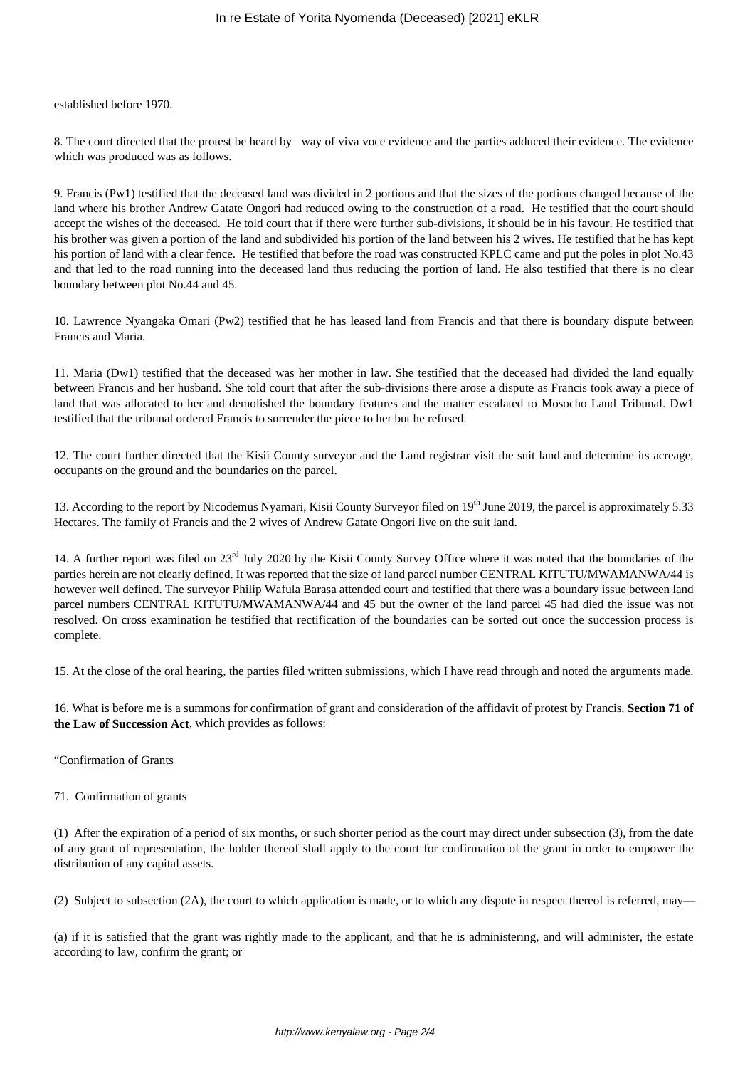established before 1970.

8. The court directed that the protest be heard by way of viva voce evidence and the parties adduced their evidence. The evidence which was produced was as follows.

9. Francis (Pw1) testified that the deceased land was divided in 2 portions and that the sizes of the portions changed because of the land where his brother Andrew Gatate Ongori had reduced owing to the construction of a road. He testified that the court should accept the wishes of the deceased. He told court that if there were further sub-divisions, it should be in his favour. He testified that his brother was given a portion of the land and subdivided his portion of the land between his 2 wives. He testified that he has kept his portion of land with a clear fence. He testified that before the road was constructed KPLC came and put the poles in plot No.43 and that led to the road running into the deceased land thus reducing the portion of land. He also testified that there is no clear boundary between plot No.44 and 45.

10. Lawrence Nyangaka Omari (Pw2) testified that he has leased land from Francis and that there is boundary dispute between Francis and Maria.

11. Maria (Dw1) testified that the deceased was her mother in law. She testified that the deceased had divided the land equally between Francis and her husband. She told court that after the sub-divisions there arose a dispute as Francis took away a piece of land that was allocated to her and demolished the boundary features and the matter escalated to Mosocho Land Tribunal. Dw1 testified that the tribunal ordered Francis to surrender the piece to her but he refused.

12. The court further directed that the Kisii County surveyor and the Land registrar visit the suit land and determine its acreage, occupants on the ground and the boundaries on the parcel.

13. According to the report by Nicodemus Nyamari, Kisii County Surveyor filed on 19th June 2019, the parcel is approximately 5.33 Hectares. The family of Francis and the 2 wives of Andrew Gatate Ongori live on the suit land.

14. A further report was filed on 23rd July 2020 by the Kisii County Survey Office where it was noted that the boundaries of the parties herein are not clearly defined. It was reported that the size of land parcel number CENTRAL KITUTU/MWAMANWA/44 is however well defined. The surveyor Philip Wafula Barasa attended court and testified that there was a boundary issue between land parcel numbers CENTRAL KITUTU/MWAMANWA/44 and 45 but the owner of the land parcel 45 had died the issue was not resolved. On cross examination he testified that rectification of the boundaries can be sorted out once the succession process is complete.

15. At the close of the oral hearing, the parties filed written submissions, which I have read through and noted the arguments made.

16. What is before me is a summons for confirmation of grant and consideration of the affidavit of protest by Francis. **Section 71 of the Law of Succession Act**, which provides as follows:

"Confirmation of Grants

71. Confirmation of grants

(1) After the expiration of a period of six months, or such shorter period as the court may direct under subsection (3), from the date of any grant of representation, the holder thereof shall apply to the court for confirmation of the grant in order to empower the distribution of any capital assets.

(2) Subject to subsection (2A), the court to which application is made, or to which any dispute in respect thereof is referred, may—

(a) if it is satisfied that the grant was rightly made to the applicant, and that he is administering, and will administer, the estate according to law, confirm the grant; or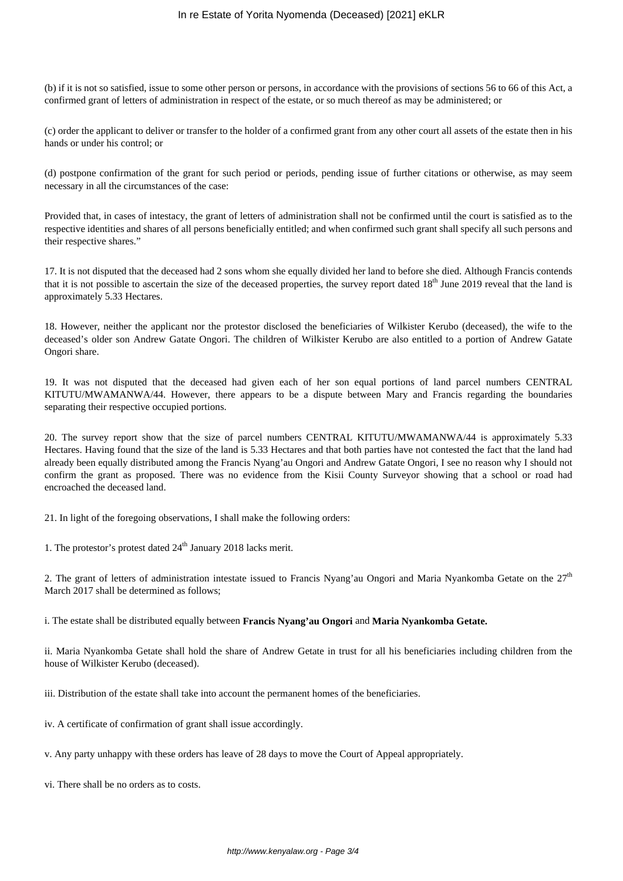(b) if it is not so satisfied, issue to some other person or persons, in accordance with the provisions of sections 56 to 66 of this Act, a confirmed grant of letters of administration in respect of the estate, or so much thereof as may be administered; or

(c) order the applicant to deliver or transfer to the holder of a confirmed grant from any other court all assets of the estate then in his hands or under his control; or

(d) postpone confirmation of the grant for such period or periods, pending issue of further citations or otherwise, as may seem necessary in all the circumstances of the case:

Provided that, in cases of intestacy, the grant of letters of administration shall not be confirmed until the court is satisfied as to the respective identities and shares of all persons beneficially entitled; and when confirmed such grant shall specify all such persons and their respective shares."

17. It is not disputed that the deceased had 2 sons whom she equally divided her land to before she died. Although Francis contends that it is not possible to ascertain the size of the deceased properties, the survey report dated 18th June 2019 reveal that the land is approximately 5.33 Hectares.

18. However, neither the applicant nor the protestor disclosed the beneficiaries of Wilkister Kerubo (deceased), the wife to the deceased's older son Andrew Gatate Ongori. The children of Wilkister Kerubo are also entitled to a portion of Andrew Gatate Ongori share.

19. It was not disputed that the deceased had given each of her son equal portions of land parcel numbers CENTRAL KITUTU/MWAMANWA/44. However, there appears to be a dispute between Mary and Francis regarding the boundaries separating their respective occupied portions.

20. The survey report show that the size of parcel numbers CENTRAL KITUTU/MWAMANWA/44 is approximately 5.33 Hectares. Having found that the size of the land is 5.33 Hectares and that both parties have not contested the fact that the land had already been equally distributed among the Francis Nyang'au Ongori and Andrew Gatate Ongori, I see no reason why I should not confirm the grant as proposed. There was no evidence from the Kisii County Surveyor showing that a school or road had encroached the deceased land.

21. In light of the foregoing observations, I shall make the following orders:

1. The protestor's protest dated 24th January 2018 lacks merit.

2. The grant of letters of administration intestate issued to Francis Nyang'au Ongori and Maria Nyankomba Getate on the 27th March 2017 shall be determined as follows;

i. The estate shall be distributed equally between **Francis Nyang'au Ongori** and **Maria Nyankomba Getate.**

ii. Maria Nyankomba Getate shall hold the share of Andrew Getate in trust for all his beneficiaries including children from the house of Wilkister Kerubo (deceased).

iii. Distribution of the estate shall take into account the permanent homes of the beneficiaries.

iv. A certificate of confirmation of grant shall issue accordingly.

v. Any party unhappy with these orders has leave of 28 days to move the Court of Appeal appropriately.

vi. There shall be no orders as to costs.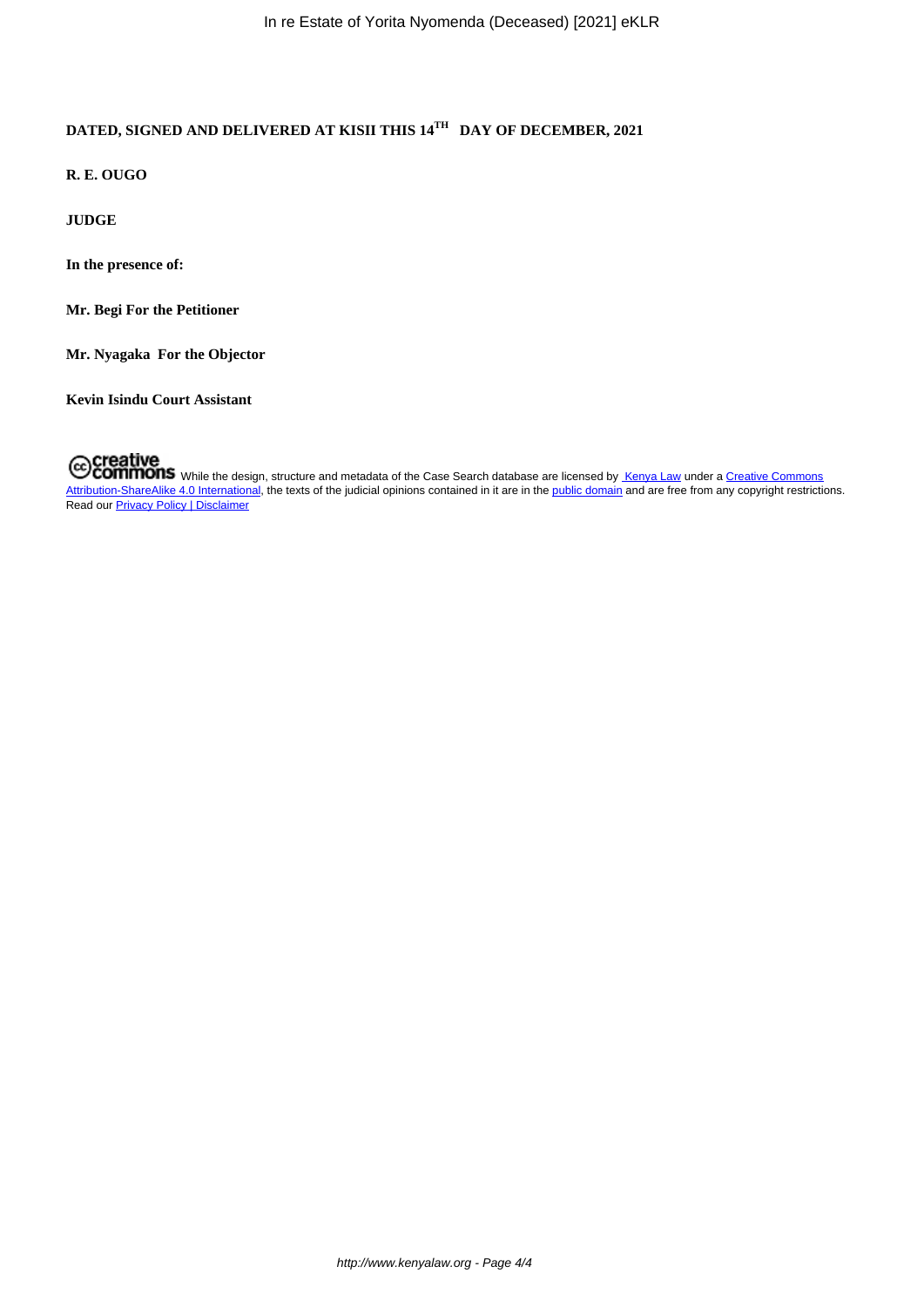**DATED, SIGNED AND DELIVERED AT KISII THIS 14TH DAY OF DECEMBER, 2021**

**R. E. OUGO**

**JUDGE**

**In the presence of:**

**Mr. Begi For the Petitioner**

**Mr. Nyagaka For the Objector**

**Kevin Isindu Court Assistant**

While the design, structure and metadata of the Case Search database are licensed by Kenya Law under a Creative Commons Attribution-ShareAlike 4.0 International, the texts of the judicial opinions contained in it are in the public domain and are free from any copyright restrictions. Read our Privacy Policy | Disclaimer